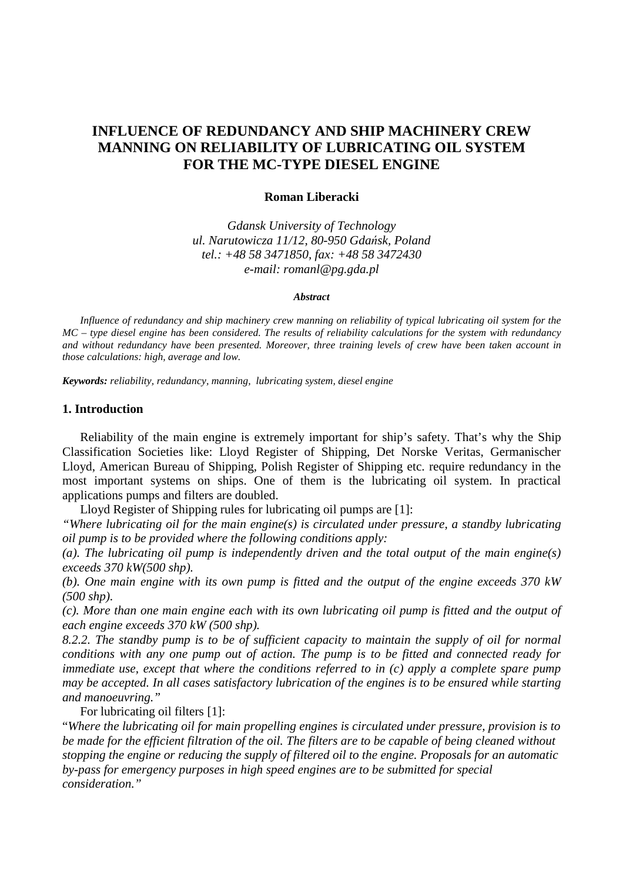# INFLUENCE OF REDUNDANCY AND SHIP MACHINERY CREW MANNING ON RELIABILITY OF LUBRICATING OIL SYSTEM FOR THE MC-TYPE DIESEL ENGINE

**Roman Liberacki**

*Gdansk University of Technology*
*ul. Narutowicza 11/12, 80-950 Gdańsk, Poland*
*tel.: +48 58 3471850, fax: +48 58 3472430*
*e-mail: romanl@pg.gda.pl*

***Abstract***

*Influence of redundancy and ship machinery crew manning on reliability of typical lubricating oil system for the MC – type diesel engine has been considered. The results of reliability calculations for the system with redundancy and without redundancy have been presented. Moreover, three training levels of crew have been taken account in those calculations: high, average and low.*

***Keywords:*** *reliability, redundancy, manning, lubricating system, diesel engine*

## 1. Introduction

Reliability of the main engine is extremely important for ship's safety. That's why the Ship Classification Societies like: Lloyd Register of Shipping, Det Norske Veritas, Germanischer Lloyd, American Bureau of Shipping, Polish Register of Shipping etc. require redundancy in the most important systems on ships. One of them is the lubricating oil system. In practical applications pumps and filters are doubled.

Lloyd Register of Shipping rules for lubricating oil pumps are [1]:

*"Where lubricating oil for the main engine(s) is circulated under pressure, a standby lubricating oil pump is to be provided where the following conditions apply:*

*(a). The lubricating oil pump is independently driven and the total output of the main engine(s) exceeds 370 kW(500 shp).*

*(b). One main engine with its own pump is fitted and the output of the engine exceeds 370 kW (500 shp).*

*(c). More than one main engine each with its own lubricating oil pump is fitted and the output of each engine exceeds 370 kW (500 shp).*

*8.2.2. The standby pump is to be of sufficient capacity to maintain the supply of oil for normal conditions with any one pump out of action. The pump is to be fitted and connected ready for immediate use, except that where the conditions referred to in (c) apply a complete spare pump may be accepted. In all cases satisfactory lubrication of the engines is to be ensured while starting and manoeuvring."*

For lubricating oil filters [1]:

"*Where the lubricating oil for main propelling engines is circulated under pressure, provision is to be made for the efficient filtration of the oil. The filters are to be capable of being cleaned without stopping the engine or reducing the supply of filtered oil to the engine. Proposals for an automatic by-pass for emergency purposes in high speed engines are to be submitted for special consideration."*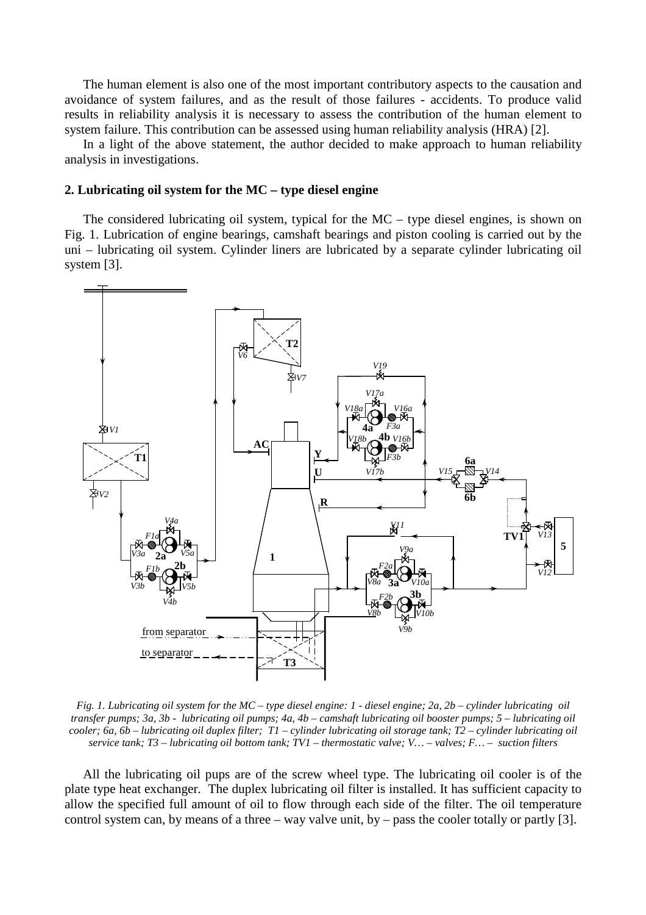The human element is also one of the most important contributory aspects to the causation and avoidance of system failures, and as the result of those failures - accidents. To produce valid results in reliability analysis it is necessary to assess the contribution of the human element to system failure. This contribution can be assessed using human reliability analysis (HRA) [2].

In a light of the above statement, the author decided to make approach to human reliability analysis in investigations.

## 2. Lubricating oil system for the MC – type diesel engine

The considered lubricating oil system, typical for the MC – type diesel engines, is shown on Fig. 1. Lubrication of engine bearings, camshaft bearings and piston cooling is carried out by the uni – lubricating oil system. Cylinder liners are lubricated by a separate cylinder lubricating oil system [3].

*Fig. 1. Lubricating oil system for the MC – type diesel engine: 1 - diesel engine; 2a, 2b – cylinder lubricating oil transfer pumps; 3a, 3b - lubricating oil pumps; 4a, 4b – camshaft lubricating oil booster pumps; 5 – lubricating oil cooler; 6a, 6b – lubricating oil duplex filter; T1 – cylinder lubricating oil storage tank; T2 – cylinder lubricating oil service tank; T3 – lubricating oil bottom tank; TV1 – thermostatic valve; V… – valves; F… – suction filters*

All the lubricating oil pups are of the screw wheel type. The lubricating oil cooler is of the plate type heat exchanger. The duplex lubricating oil filter is installed. It has sufficient capacity to allow the specified full amount of oil to flow through each side of the filter. The oil temperature control system can, by means of a three – way valve unit, by – pass the cooler totally or partly [3].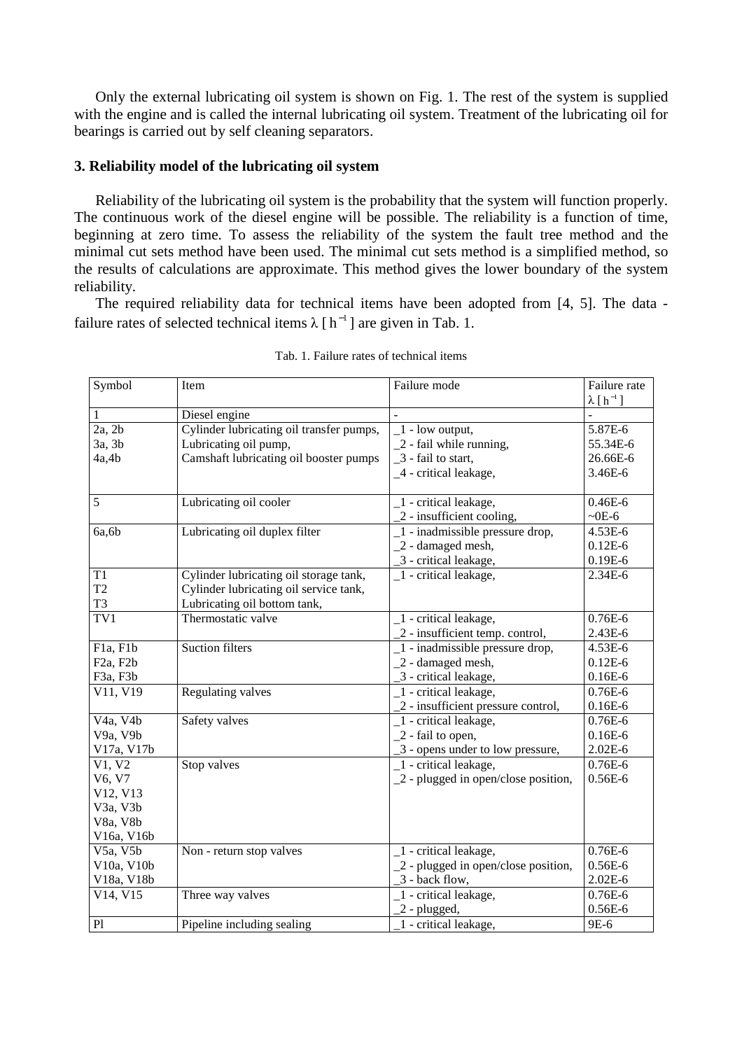Only the external lubricating oil system is shown on Fig. 1. The rest of the system is supplied with the engine and is called the internal lubricating oil system. Treatment of the lubricating oil for bearings is carried out by self cleaning separators.

### 3. Reliability model of the lubricating oil system

Reliability of the lubricating oil system is the probability that the system will function properly. The continuous work of the diesel engine will be possible. The reliability is a function of time, beginning at zero time. To assess the reliability of the system the fault tree method and the minimal cut sets method have been used. The minimal cut sets method is a simplified method, so the results of calculations are approximate. This method gives the lower boundary of the system reliability.

The required reliability data for technical items have been adopted from [4, 5]. The data - failure rates of selected technical items $\lambda\,[\,h^{-1}\,]$ are given in Tab. 1.

Tab. 1. Failure rates of technical items

| Symbol | Item | Failure mode | Failure rate $\lambda\,[\,h^{-1}\,]$ |
|---|---|---|---|
| 1 | Diesel engine | - | - |
| 2a, 2b<br>3a, 3b<br>4a,4b | Cylinder lubricating oil transfer pumps,<br>Lubricating oil pump,<br>Camshaft lubricating oil booster pumps | _1 - low output,<br>_2 - fail while running,<br>_3 - fail to start,<br>_4 - critical leakage, | 5.87E-6<br>55.34E-6<br>26.66E-6<br>3.46E-6 |
| 5 | Lubricating oil cooler | _1 - critical leakage,<br>_2 - insufficient cooling, | 0.46E-6<br>~0E-6 |
| 6a,6b | Lubricating oil duplex filter | _1 - inadmissible pressure drop,<br>_2 - damaged mesh,<br>_3 - critical leakage, | 4.53E-6<br>0.12E-6<br>0.19E-6 |
| T1<br>T2<br>T3 | Cylinder lubricating oil storage tank,<br>Cylinder lubricating oil service tank,<br>Lubricating oil bottom tank, | _1 - critical leakage, | 2.34E-6 |
| TV1 | Thermostatic valve | _1 - critical leakage,<br>_2 - insufficient temp. control, | 0.76E-6<br>2.43E-6 |
| F1a, F1b<br>F2a, F2b<br>F3a, F3b | Suction filters | _1 - inadmissible pressure drop,<br>_2 - damaged mesh,<br>_3 - critical leakage, | 4.53E-6<br>0.12E-6<br>0.16E-6 |
| V11, V19 | Regulating valves | _1 - critical leakage,<br>_2 - insufficient pressure control, | 0.76E-6<br>0.16E-6 |
| V4a, V4b<br>V9a, V9b<br>V17a, V17b | Safety valves | _1 - critical leakage,<br>_2 - fail to open,<br>_3 - opens under to low pressure, | 0.76E-6<br>0.16E-6<br>2.02E-6 |
| V1, V2<br>V6, V7<br>V12, V13<br>V3a, V3b<br>V8a, V8b<br>V16a, V16b | Stop valves | _1 - critical leakage,<br>_2 - plugged in open/close position, | 0.76E-6<br>0.56E-6 |
| V5a, V5b<br>V10a, V10b<br>V18a, V18b | Non - return stop valves | _1 - critical leakage,<br>_2 - plugged in open/close position,<br>_3 - back flow, | 0.76E-6<br>0.56E-6<br>2.02E-6 |
| V14, V15 | Three way valves | _1 - critical leakage,<br>_2 - plugged, | 0.76E-6<br>0.56E-6 |
| Pl | Pipeline including sealing | _1 - critical leakage, | 9E-6 |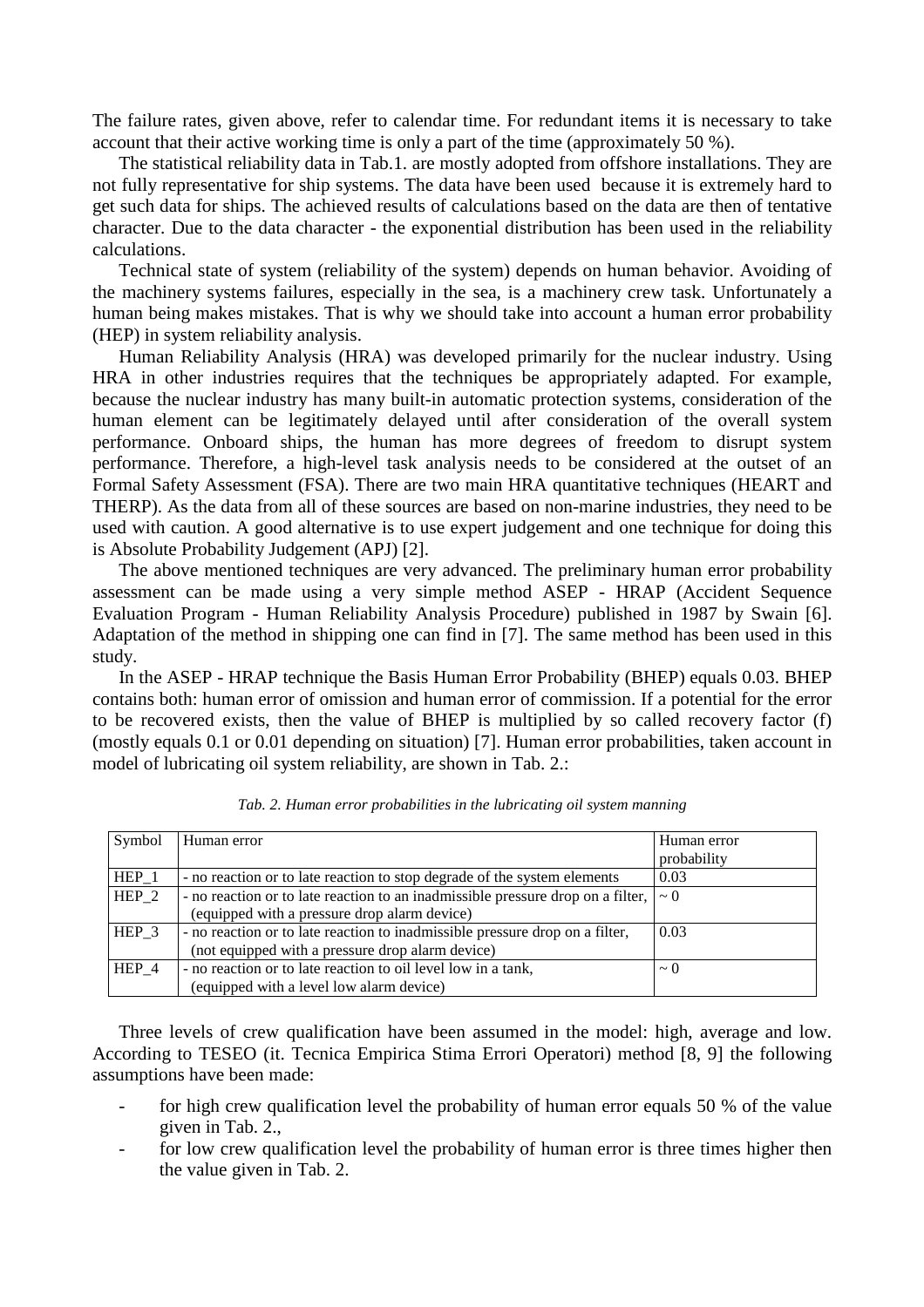The failure rates, given above, refer to calendar time. For redundant items it is necessary to take account that their active working time is only a part of the time (approximately 50 %).

The statistical reliability data in Tab.1. are mostly adopted from offshore installations. They are not fully representative for ship systems. The data have been used because it is extremely hard to get such data for ships. The achieved results of calculations based on the data are then of tentative character. Due to the data character - the exponential distribution has been used in the reliability calculations.

Technical state of system (reliability of the system) depends on human behavior. Avoiding of the machinery systems failures, especially in the sea, is a machinery crew task. Unfortunately a human being makes mistakes. That is why we should take into account a human error probability (HEP) in system reliability analysis.

Human Reliability Analysis (HRA) was developed primarily for the nuclear industry. Using HRA in other industries requires that the techniques be appropriately adapted. For example, because the nuclear industry has many built-in automatic protection systems, consideration of the human element can be legitimately delayed until after consideration of the overall system performance. Onboard ships, the human has more degrees of freedom to disrupt system performance. Therefore, a high-level task analysis needs to be considered at the outset of an Formal Safety Assessment (FSA). There are two main HRA quantitative techniques (HEART and THERP). As the data from all of these sources are based on non-marine industries, they need to be used with caution. A good alternative is to use expert judgement and one technique for doing this is Absolute Probability Judgement (APJ) [2].

The above mentioned techniques are very advanced. The preliminary human error probability assessment can be made using a very simple method ASEP - HRAP (Accident Sequence Evaluation Program - Human Reliability Analysis Procedure) published in 1987 by Swain [6]. Adaptation of the method in shipping one can find in [7]. The same method has been used in this study.

In the ASEP - HRAP technique the Basis Human Error Probability (BHEP) equals 0.03. BHEP contains both: human error of omission and human error of commission. If a potential for the error to be recovered exists, then the value of BHEP is multiplied by so called recovery factor (f) (mostly equals 0.1 or 0.01 depending on situation) [7]. Human error probabilities, taken account in model of lubricating oil system reliability, are shown in Tab. 2.:

*Tab. 2. Human error probabilities in the lubricating oil system manning*

| Symbol | Human error | Human error probability |
|---|---|---|
| HEP_1 | - no reaction or to late reaction to stop degrade of the system elements | 0.03 |
| HEP_2 | - no reaction or to late reaction to an inadmissible pressure drop on a filter, (equipped with a pressure drop alarm device) | ~ 0 |
| HEP_3 | - no reaction or to late reaction to inadmissible pressure drop on a filter, (not equipped with a pressure drop alarm device) | 0.03 |
| HEP_4 | - no reaction or to late reaction to oil level low in a tank, (equipped with a level low alarm device) | ~ 0 |

Three levels of crew qualification have been assumed in the model: high, average and low. According to TESEO (it. Tecnica Empirica Stima Errori Operatori) method [8, 9] the following assumptions have been made:

- for high crew qualification level the probability of human error equals 50 % of the value given in Tab. 2.,
- for low crew qualification level the probability of human error is three times higher then the value given in Tab. 2.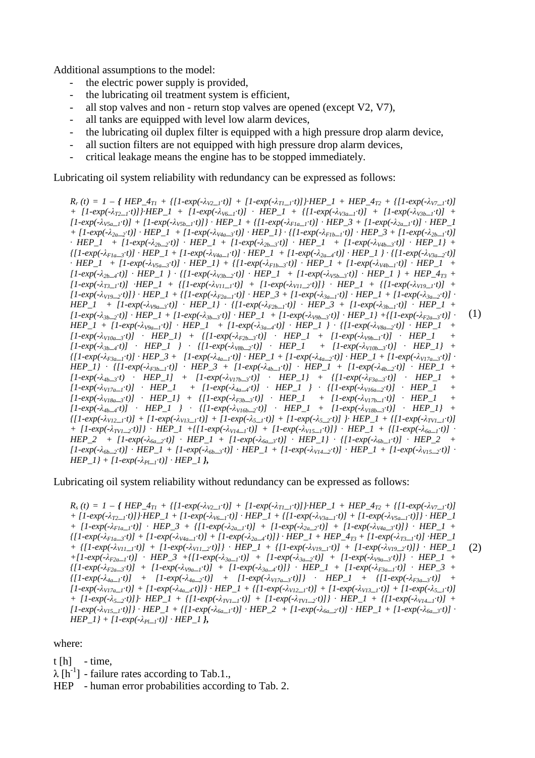Additional assumptions to the model:

- the electric power supply is provided,
- the lubricating oil treatment system is efficient,
- all stop valves and non - return stop valves are opened (except V2, V7),
- all tanks are equipped with level low alarm devices,
- the lubricating oil duplex filter is equipped with a high pressure drop alarm device,
- all suction filters are not equipped with high pressure drop alarm devices,
- critical leakage means the engine has to be stopped immediately.

Lubricating oil system reliability with redundancy can be expressed as follows:

$$
\begin{aligned}
R_r(t) = 1 - \Big\{ & HEP\_4_{T1} + \{[1-\exp(-\lambda_{V2\_1}\cdot t)] + [1-\exp(-\lambda_{T1\_1}\cdot t)]\}\cdot HEP\_1 + HEP\_4_{T2} + \{[1-\exp(-\lambda_{V7\_1}\cdot t)] \\
& + [1-\exp(-\lambda_{T2\_1}\cdot t)]\}\cdot HEP\_1 + [1-\exp(-\lambda_{V6\_1}\cdot t)]\cdot HEP\_1 + \{[1-\exp(-\lambda_{V3a\_1}\cdot t)] + [1-\exp(-\lambda_{V3b\_1}\cdot t)] + \\
& [1-\exp(-\lambda_{V5a\_1}\cdot t)] + [1-\exp(-\lambda_{V5b\_1}\cdot t)]\}\cdot HEP\_1 + \{[1-\exp(-\lambda_{F1a\_1}\cdot t)]\cdot HEP\_3 + [1-\exp(-\lambda_{2a\_1}\cdot t)]\cdot HEP\_1 \\
& + [1-\exp(-\lambda_{2a\_2}\cdot t)]\cdot HEP\_1 + [1-\exp(-\lambda_{V4a\_3}\cdot t)]\cdot HEP\_1\}\cdot\{[1-\exp(-\lambda_{F1b\_1}\cdot t)]\cdot HEP\_3 + [1-\exp(-\lambda_{2b\_1}\cdot t)] \\
& \cdot HEP\_1 + [1-\exp(-\lambda_{2b\_2}\cdot t)]\cdot HEP\_1 + [1-\exp(-\lambda_{2b\_3}\cdot t)]\cdot HEP\_1 + [1-\exp(-\lambda_{V4b\_3}\cdot t)]\cdot HEP\_1\} + \\
& \{[1-\exp(-\lambda_{F1a\_3}\cdot t)]\cdot HEP\_1 + [1-\exp(-\lambda_{V4a\_1}\cdot t)]\cdot HEP\_1 + [1-\exp(-\lambda_{2a\_4}\cdot t)]\cdot HEP\_1\}\cdot\{[1-\exp(-\lambda_{V3a\_2}\cdot t)] \\
& \cdot HEP\_1 + [1-\exp(-\lambda_{V5a\_3}\cdot t)]\cdot HEP\_1\} + \{[1-\exp(-\lambda_{F1b\_3}\cdot t)]\cdot HEP\_1 + [1-\exp(-\lambda_{V4b\_1}\cdot t)]\cdot HEP\_1 + \\
& [1-\exp(-\lambda_{2b\_4}\cdot t)]\cdot HEP\_1\}\cdot\{[1-\exp(-\lambda_{V3b\_2}\cdot t)]\cdot HEP\_1 + [1-\exp(-\lambda_{V5b\_3}\cdot t)]\cdot HEP\_1\} + HEP\_4_{T3} + \\
& [1-\exp(-\lambda_{T3\_1}\cdot t)]\cdot HEP\_1 + \{[1-\exp(-\lambda_{V11\_1}\cdot t)] + [1-\exp(-\lambda_{V11\_2}\cdot t)]\}\cdot HEP\_1 + \{[1-\exp(-\lambda_{V19\_1}\cdot t)] + \\
& [1-\exp(-\lambda_{V19\_2}\cdot t)]\}\cdot HEP\_1 + \{[1-\exp(-\lambda_{F2a\_1}\cdot t)]\cdot HEP\_3 + [1-\exp(-\lambda_{3a\_1}\cdot t)]\cdot HEP\_1 + [1-\exp(-\lambda_{3a\_2}\cdot t)]\cdot \\
& HEP\_1 + [1-\exp(-\lambda_{V9a\_3}\cdot t)]\cdot HEP\_1\}\cdot\{[1-\exp(-\lambda_{F2b\_1}\cdot t)]\cdot HEP\_3 + [1-\exp(-\lambda_{3b\_1}\cdot t)]\cdot HEP\_1 + \\
& [1-\exp(-\lambda_{3b\_2}\cdot t)]\cdot HEP\_1 + [1-\exp(-\lambda_{3b\_3}\cdot t)]\cdot HEP\_1 + [1-\exp(-\lambda_{V9b\_3}\cdot t)]\cdot HEP\_1\} + \{[1-\exp(-\lambda_{F2a\_3}\cdot t)]\cdot \\
& HEP\_1 + [1-\exp(-\lambda_{V9a\_1}\cdot t)]\cdot HEP\_1 + [1-\exp(-\lambda_{3a\_4}\cdot t)]\cdot HEP\_1\}\cdot\{[1-\exp(-\lambda_{V8a\_2}\cdot t)]\cdot HEP\_1 + \\
& [1-\exp(-\lambda_{V10a\_3}\cdot t)]\cdot HEP\_1\} + \{[1-\exp(-\lambda_{F2b\_3}\cdot t)]\cdot HEP\_1 + [1-\exp(-\lambda_{V9b\_1}\cdot t)]\cdot HEP\_1 + \\
& [1-\exp(-\lambda_{3b\_4}\cdot t)]\cdot HEP\_1\}\cdot\{[1-\exp(-\lambda_{V8b\_2}\cdot t)]\cdot HEP\_1 + [1-\exp(-\lambda_{V10b\_3}\cdot t)]\cdot HEP\_1\} + \\
& \{[1-\exp(-\lambda_{F3a\_1}\cdot t)]\cdot HEP\_3 + [1-\exp(-\lambda_{4a\_1}\cdot t)]\cdot HEP\_1 + [1-\exp(-\lambda_{4a\_2}\cdot t)]\cdot HEP\_1 + [1-\exp(-\lambda_{V17a\_3}\cdot t)]\cdot \\
& HEP\_1\}\cdot\{[1-\exp(-\lambda_{F3b\_1}\cdot t)]\cdot HEP\_3 + [1-\exp(-\lambda_{4b\_1}\cdot t)]\cdot HEP\_1 + [1-\exp(-\lambda_{4b\_2}\cdot t)]\cdot HEP\_1 + \\
& [1-\exp(-\lambda_{4b\_3}\cdot t)\cdot HEP\_1] + [1-\exp(-\lambda_{V17b\_3}\cdot t)]\cdot HEP\_1\} + \{[1-\exp(-\lambda_{F3a\_3}\cdot t)]\cdot HEP\_1 + \\
& [1-\exp(-\lambda_{V17a\_1}\cdot t)]\cdot HEP\_1 + [1-\exp(-\lambda_{4a\_4}\cdot t)]\cdot HEP\_1\}\cdot\{[1-\exp(-\lambda_{V16a\_2}\cdot t)]\cdot HEP\_1 + \\
& [1-\exp(-\lambda_{V18a\_3}\cdot t)]\cdot HEP\_1\} + \{[1-\exp(-\lambda_{F3b\_3}\cdot t)]\cdot HEP\_1 + [1-\exp(-\lambda_{V17b\_1}\cdot t)]\cdot HEP\_1 + \\
& [1-\exp(-\lambda_{4b\_4}\cdot t)]\cdot HEP\_1\}\cdot\{[1-\exp(-\lambda_{V16b\_2}\cdot t)]\cdot HEP\_1 + [1-\exp(-\lambda_{V18b\_3}\cdot t)]\cdot HEP\_1\} + \\
& \{[1-\exp(-\lambda_{V12\_1}\cdot t)] + [1-\exp(-\lambda_{V13\_1}\cdot t)] + [1-\exp(-\lambda_{5\_1}\cdot t)] + [1-\exp(-\lambda_{5\_2}\cdot t)]\}\cdot HEP\_1 + \{[1-\exp(-\lambda_{TV1\_1}\cdot t)] \\
& + [1-\exp(-\lambda_{TV1\_2}\cdot t)]\}\cdot HEP\_1 + \{[1-\exp(-\lambda_{V14\_1}\cdot t)] + [1-\exp(-\lambda_{V15\_1}\cdot t)]\}\cdot HEP\_1 + \{[1-\exp(-\lambda_{6a\_1}\cdot t)]\cdot \\
& HEP\_2 + [1-\exp(-\lambda_{6a\_2}\cdot t)]\cdot HEP\_1 + [1-\exp(-\lambda_{6a\_3}\cdot t)]\cdot HEP\_1\}\cdot\{[1-\exp(-\lambda_{6b\_1}\cdot t)]\cdot HEP\_2 + \\
& [1-\exp(-\lambda_{6b\_2}\cdot t)]\cdot HEP\_1 + [1-\exp(-\lambda_{6b\_3}\cdot t)]\cdot HEP\_1 + [1-\exp(-\lambda_{V14\_2}\cdot t)]\cdot HEP\_1 + [1-\exp(-\lambda_{V15\_2}\cdot t)]\cdot \\
& HEP\_1\} + [1-\exp(-\lambda_{PI\_1}\cdot t)]\cdot HEP\_1 \Big\},
\end{aligned}
\tag{1}
$$

Lubricating oil system reliability without redundancy can be expressed as follows:

$$
\begin{aligned}
R_s(t) = 1 - \Big\{ & HEP\_4_{T1} + \{[1-\exp(-\lambda_{V2\_1}\cdot t)] + [1-\exp(-\lambda_{T1\_1}\cdot t)]\}\cdot HEP\_1 + HEP\_4_{T2} + \{[1-\exp(-\lambda_{V7\_1}\cdot t)] \\
& + [1-\exp(-\lambda_{T2\_1}\cdot t)]\}\cdot HEP\_1 + [1-\exp(-\lambda_{V6\_1}\cdot t)]\cdot HEP\_1 + \{[1-\exp(-\lambda_{V3a\_1}\cdot t)] + [1-\exp(-\lambda_{V5a\_1}\cdot t)]\}\cdot HEP\_1 \\
& + [1-\exp(-\lambda_{F1a\_1}\cdot t)]\cdot HEP\_3 + \{[1-\exp(-\lambda_{2a\_1}\cdot t)] + [1-\exp(-\lambda_{2a\_2}\cdot t)] + [1-\exp(-\lambda_{V4a\_3}\cdot t)]\}\cdot HEP\_1 + \\
& \{[1-\exp(-\lambda_{F1a\_3}\cdot t)] + [1-\exp(-\lambda_{V4a\_1}\cdot t)] + [1-\exp(-\lambda_{2a\_4}\cdot t)]\}\cdot HEP\_1 + HEP\_4_{T3} + [1-\exp(-\lambda_{T3\_1}\cdot t)]\cdot HEP\_1 \\
& + \{[1-\exp(-\lambda_{V11\_1}\cdot t)] + [1-\exp(-\lambda_{V11\_2}\cdot t)]\}\cdot HEP\_1 + \{[1-\exp(-\lambda_{V19\_1}\cdot t)] + [1-\exp(-\lambda_{V19\_2}\cdot t)]\}\cdot HEP\_1 \\
& + [1-\exp(-\lambda_{F2a\_1}\cdot t)]\cdot HEP\_3 + \{[1-\exp(-\lambda_{3a\_1}\cdot t)] + [1-\exp(-\lambda_{3a\_2}\cdot t)] + [1-\exp(-\lambda_{V9a\_3}\cdot t)]\}\cdot HEP\_1 + \\
& \{[1-\exp(-\lambda_{F2a\_3}\cdot t)] + [1-\exp(-\lambda_{V9a\_1}\cdot t)] + [1-\exp(-\lambda_{3a\_4}\cdot t)]\}\cdot HEP\_1 + [1-\exp(-\lambda_{F3a\_1}\cdot t)]\cdot HEP\_3 + \\
& \{[1-\exp(-\lambda_{4a\_1}\cdot t)] + [1-\exp(-\lambda_{4a\_2}\cdot t)] + [1-\exp(-\lambda_{V17a\_3}\cdot t)]\}\cdot HEP\_1 + \{[1-\exp(-\lambda_{F3a\_3}\cdot t)] + \\
& [1-\exp(-\lambda_{V17a\_1}\cdot t)] + [1-\exp(-\lambda_{4a\_4}\cdot t)]\}\cdot HEP\_1 + \{[1-\exp(-\lambda_{V12\_1}\cdot t)] + [1-\exp(-\lambda_{V13\_1}\cdot t)] + [1-\exp(-\lambda_{5\_1}\cdot t)] \\
& + [1-\exp(-\lambda_{5\_2}\cdot t)]\}\cdot HEP\_1 + \{[1-\exp(-\lambda_{TV1\_1}\cdot t)] + [1-\exp(-\lambda_{TV1\_2}\cdot t)]\}\cdot HEP\_1 + \{[1-\exp(-\lambda_{V14\_1}\cdot t)] + \\
& [1-\exp(-\lambda_{V15\_1}\cdot t)]\}\cdot HEP\_1 + \{[1-\exp(-\lambda_{6a\_1}\cdot t)]\cdot HEP\_2 + [1-\exp(-\lambda_{6a\_2}\cdot t)]\cdot HEP\_1 + [1-\exp(-\lambda_{6a\_3}\cdot t)]\cdot \\
& HEP\_1\} + [1-\exp(-\lambda_{PI\_1}\cdot t)]\cdot HEP\_1 \Big\},
\end{aligned}
\tag{2}
$$

where:

$t$ [h] - time,

$\lambda$ [$h^{-1}$] - failure rates according to Tab.1.,

HEP - human error probabilities according to Tab. 2.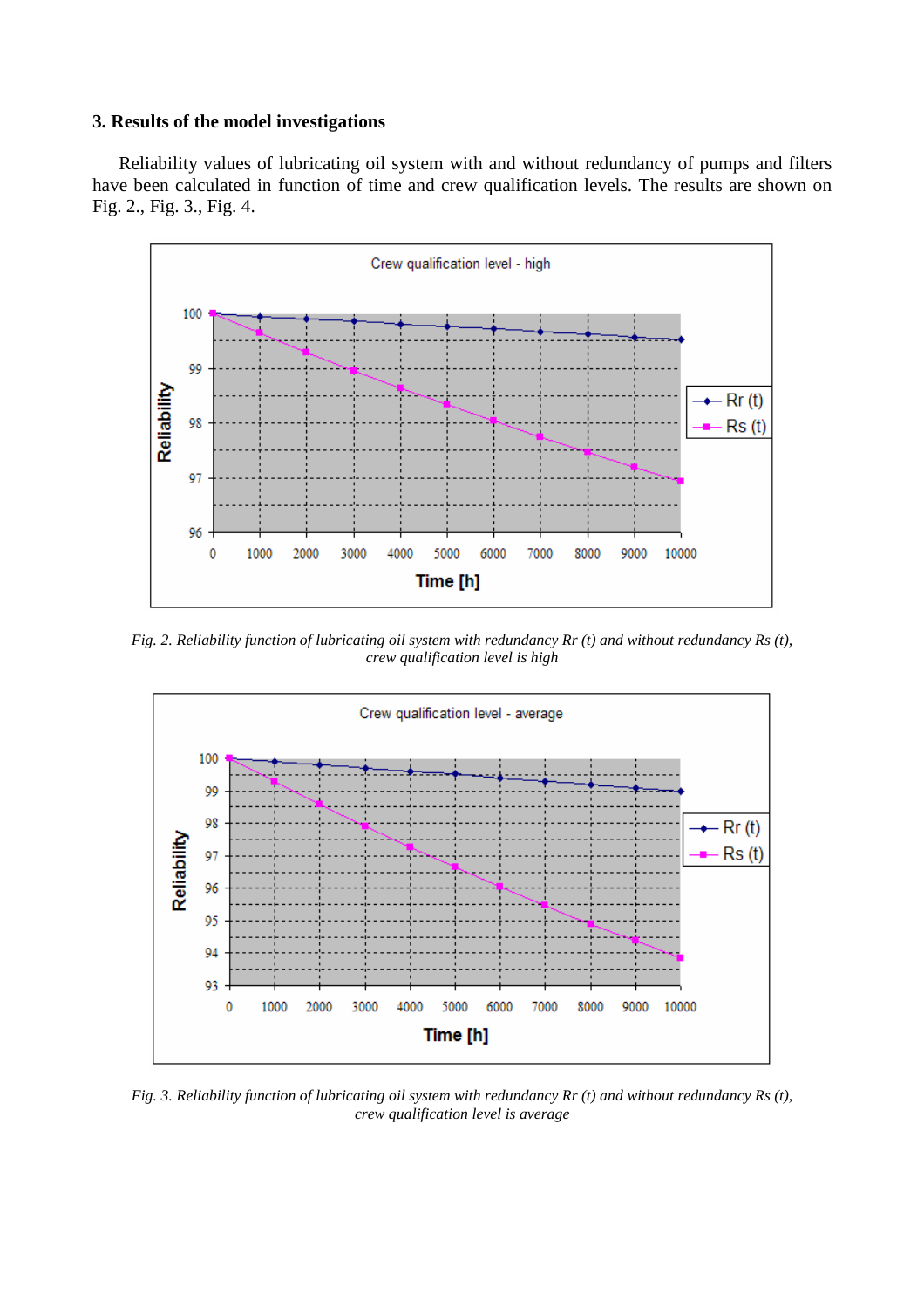### 3. Results of the model investigations

Reliability values of lubricating oil system with and without redundancy of pumps and filters have been calculated in function of time and crew qualification levels. The results are shown on Fig. 2., Fig. 3., Fig. 4.

*Fig. 2. Reliability function of lubricating oil system with redundancy Rr (t) and without redundancy Rs (t), crew qualification level is high*

*Fig. 3. Reliability function of lubricating oil system with redundancy Rr (t) and without redundancy Rs (t), crew qualification level is average*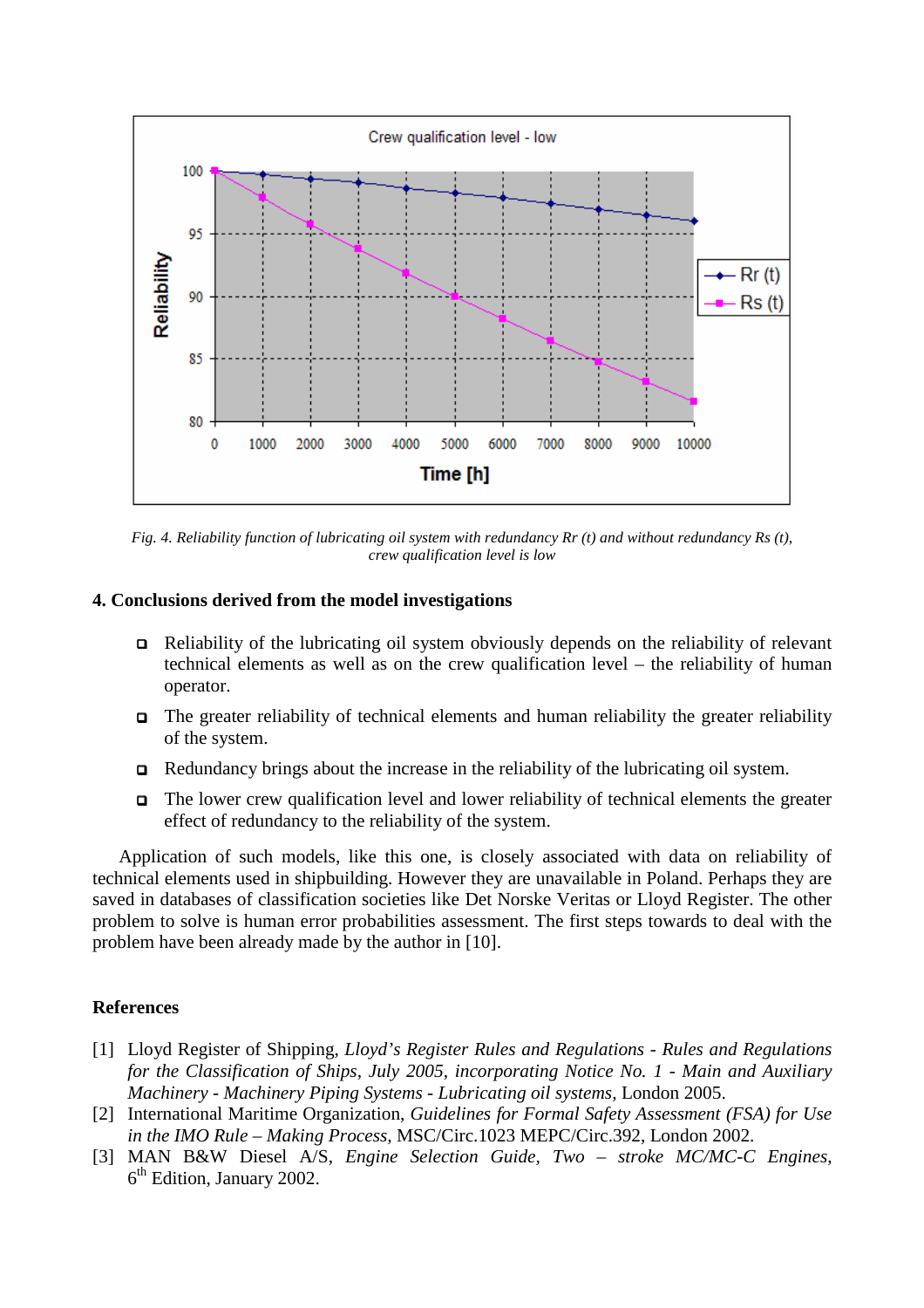*Fig. 4. Reliability function of lubricating oil system with redundancy Rr (t) and without redundancy Rs (t), crew qualification level is low*

## 4. Conclusions derived from the model investigations

- Reliability of the lubricating oil system obviously depends on the reliability of relevant technical elements as well as on the crew qualification level – the reliability of human operator.
- The greater reliability of technical elements and human reliability the greater reliability of the system.
- Redundancy brings about the increase in the reliability of the lubricating oil system.
- The lower crew qualification level and lower reliability of technical elements the greater effect of redundancy to the reliability of the system.

Application of such models, like this one, is closely associated with data on reliability of technical elements used in shipbuilding. However they are unavailable in Poland. Perhaps they are saved in databases of classification societies like Det Norske Veritas or Lloyd Register. The other problem to solve is human error probabilities assessment. The first steps towards to deal with the problem have been already made by the author in [10].

## References

[1] Lloyd Register of Shipping, *Lloyd's Register Rules and Regulations - Rules and Regulations for the Classification of Ships, July 2005, incorporating Notice No. 1 - Main and Auxiliary Machinery - Machinery Piping Systems - Lubricating oil systems*, London 2005.

[2] International Maritime Organization, *Guidelines for Formal Safety Assessment (FSA) for Use in the IMO Rule – Making Process*, MSC/Circ.1023 MEPC/Circ.392, London 2002.

[3] MAN B&W Diesel A/S, *Engine Selection Guide, Two – stroke MC/MC-C Engines*, 6th Edition, January 2002.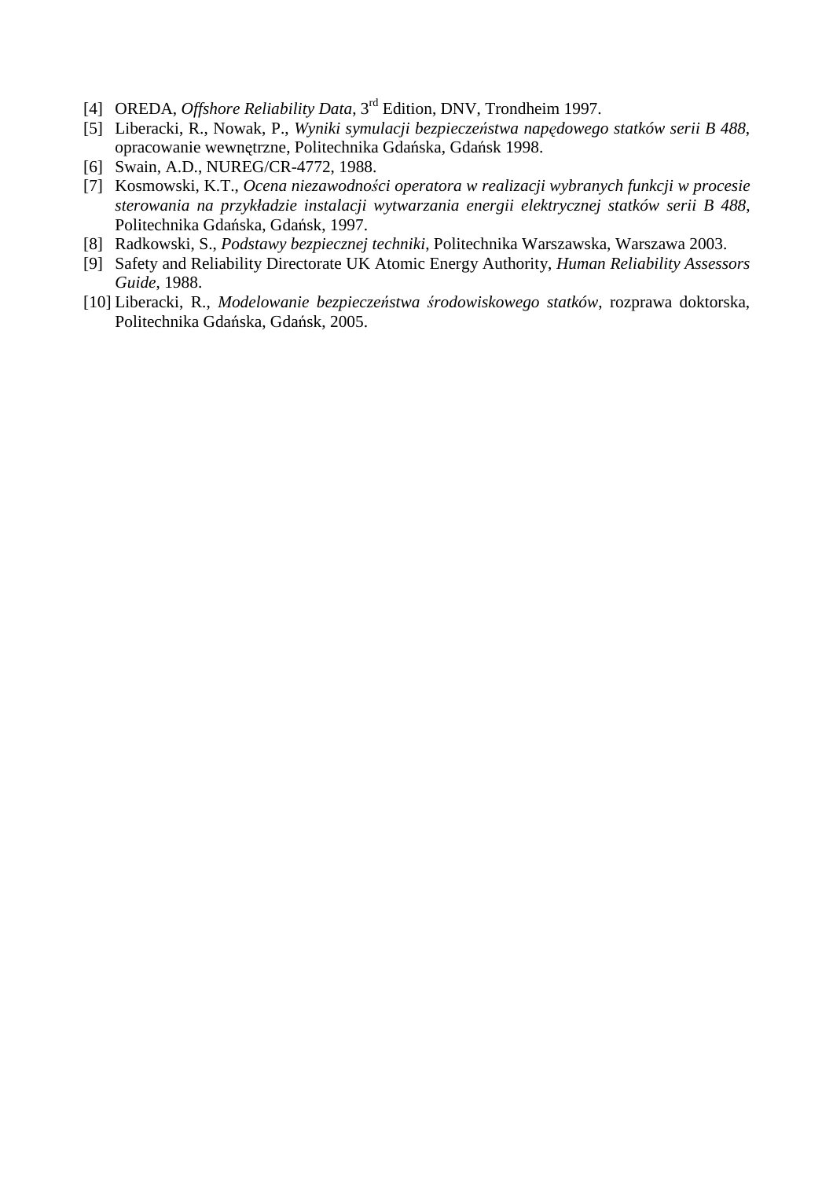[4] OREDA, *Offshore Reliability Data*, 3rd Edition, DNV, Trondheim 1997.

[5] Liberacki, R., Nowak, P., *Wyniki symulacji bezpieczeństwa napędowego statków serii B 488*, opracowanie wewnętrzne, Politechnika Gdańska, Gdańsk 1998.

[6] Swain, A.D., NUREG/CR-4772, 1988.

[7] Kosmowski, K.T., *Ocena niezawodności operatora w realizacji wybranych funkcji w procesie sterowania na przykładzie instalacji wytwarzania energii elektrycznej statków serii B 488*, Politechnika Gdańska, Gdańsk, 1997.

[8] Radkowski, S., *Podstawy bezpiecznej techniki*, Politechnika Warszawska, Warszawa 2003.

[9] Safety and Reliability Directorate UK Atomic Energy Authority, *Human Reliability Assessors Guide*, 1988.

[10] Liberacki, R., *Modelowanie bezpieczeństwa środowiskowego statków*, rozprawa doktorska, Politechnika Gdańska, Gdańsk, 2005.